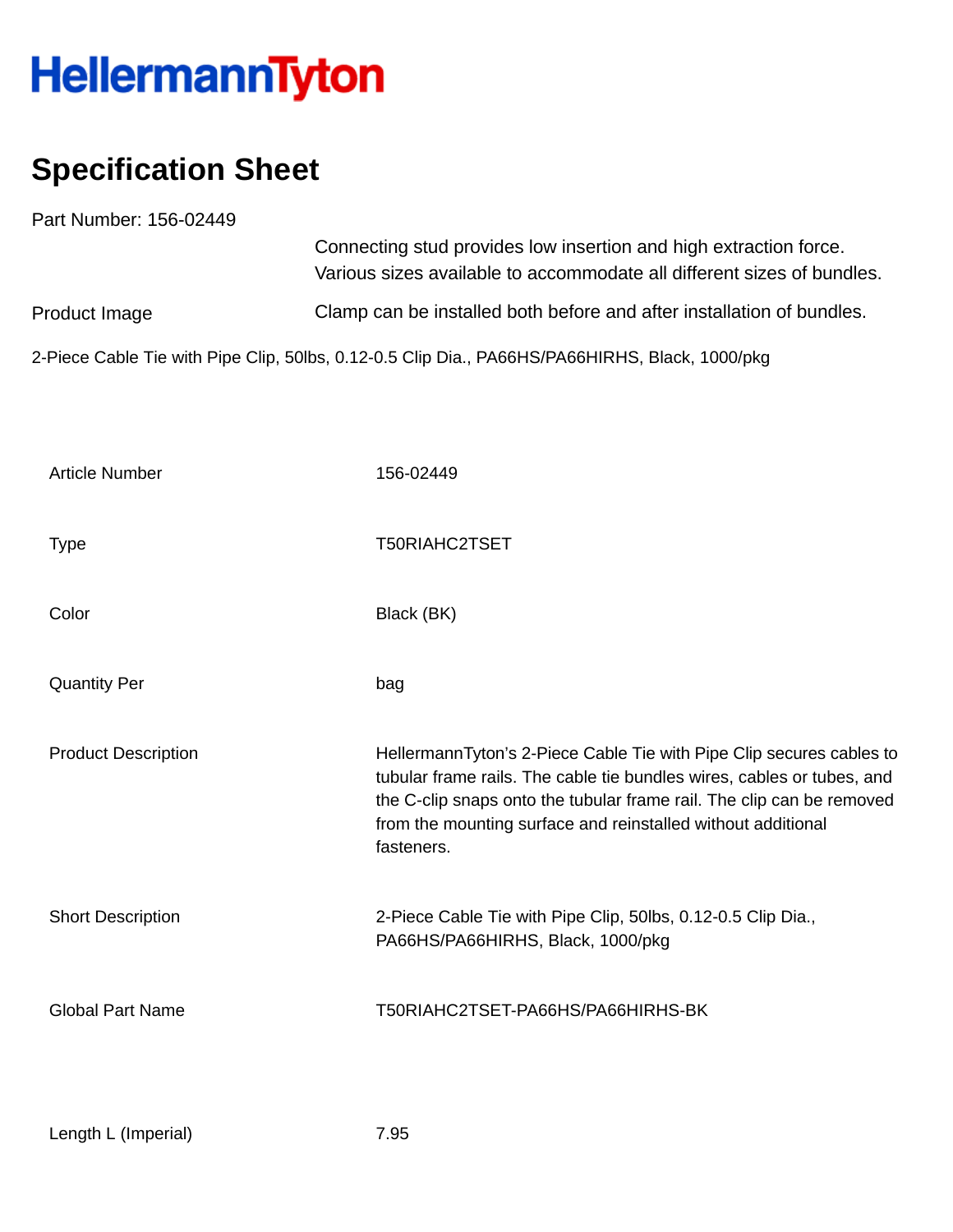HellermannTyton

# Specification Sheet

Part Number: 156-02449

Connecting stud provides low insertion and high extraction force.
Various sizes available to accommodate all different sizes of bundles.

Product Image

Clamp can be installed both before and after installation of bundles.

2-Piece Cable Tie with Pipe Clip, 50lbs, 0.12-0.5 Clip Dia., PA66HS/PA66HIRHS, Black, 1000/pkg

| | |
|---|---|
| Article Number | 156-02449 |
| Type | T50RIAHC2TSET |
| Color | Black (BK) |
| Quantity Per | bag |
| Product Description | HellermannTyton's 2-Piece Cable Tie with Pipe Clip secures cables to tubular frame rails. The cable tie bundles wires, cables or tubes, and the C-clip snaps onto the tubular frame rail. The clip can be removed from the mounting surface and reinstalled without additional fasteners. |
| Short Description | 2-Piece Cable Tie with Pipe Clip, 50lbs, 0.12-0.5 Clip Dia., PA66HS/PA66HIRHS, Black, 1000/pkg |
| Global Part Name | T50RIAHC2TSET-PA66HS/PA66HIRHS-BK |
| Length L (Imperial) | 7.95 |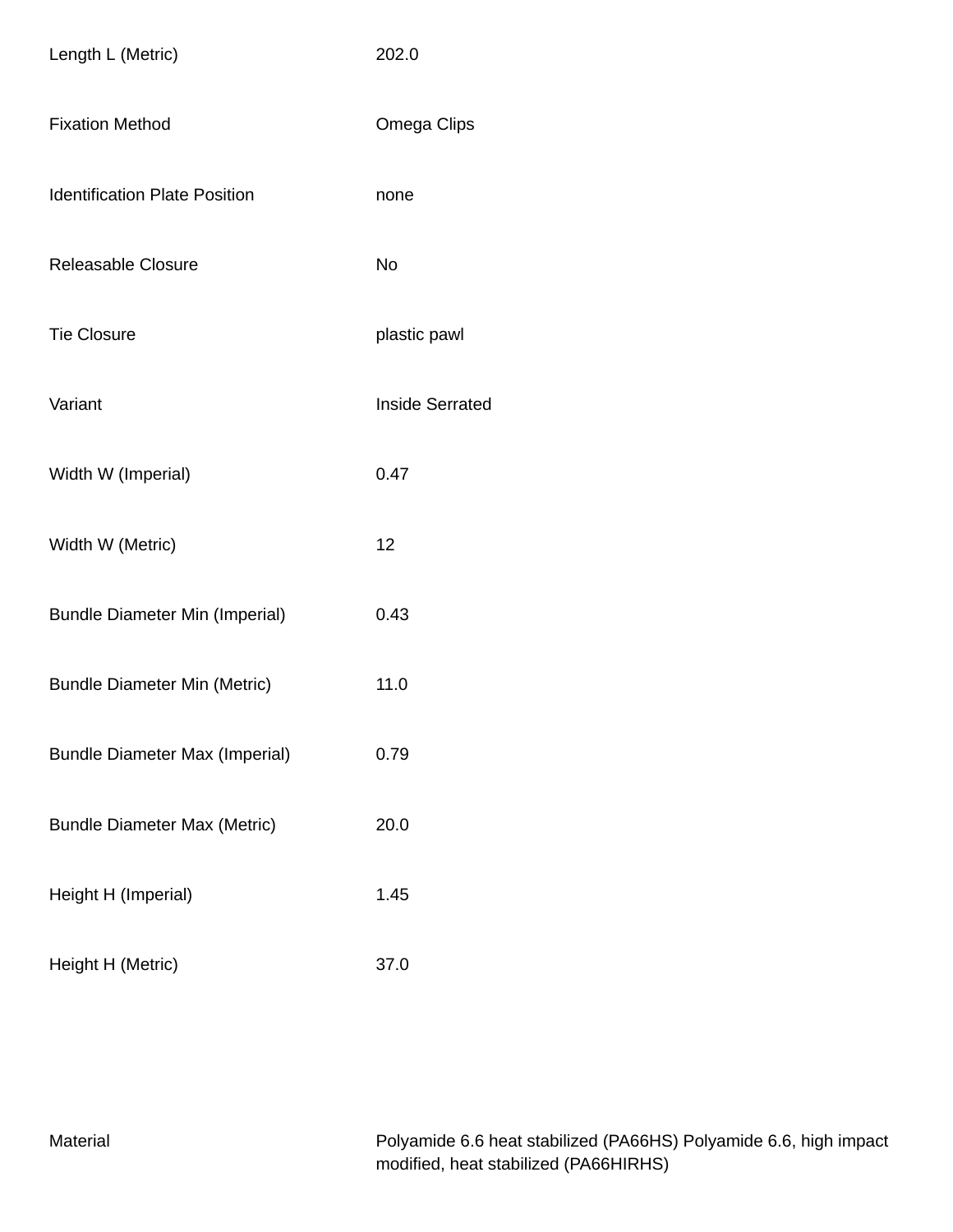| | |
|---|---|
| Length L (Metric) | 202.0 |
| Fixation Method | Omega Clips |
| Identification Plate Position | none |
| Releasable Closure | No |
| Tie Closure | plastic pawl |
| Variant | Inside Serrated |
| Width W (Imperial) | 0.47 |
| Width W (Metric) | 12 |
| Bundle Diameter Min (Imperial) | 0.43 |
| Bundle Diameter Min (Metric) | 11.0 |
| Bundle Diameter Max (Imperial) | 0.79 |
| Bundle Diameter Max (Metric) | 20.0 |
| Height H (Imperial) | 1.45 |
| Height H (Metric) | 37.0 |

| | |
|---|---|
| Material | Polyamide 6.6 heat stabilized (PA66HS) Polyamide 6.6, high impact modified, heat stabilized (PA66HIRHS) |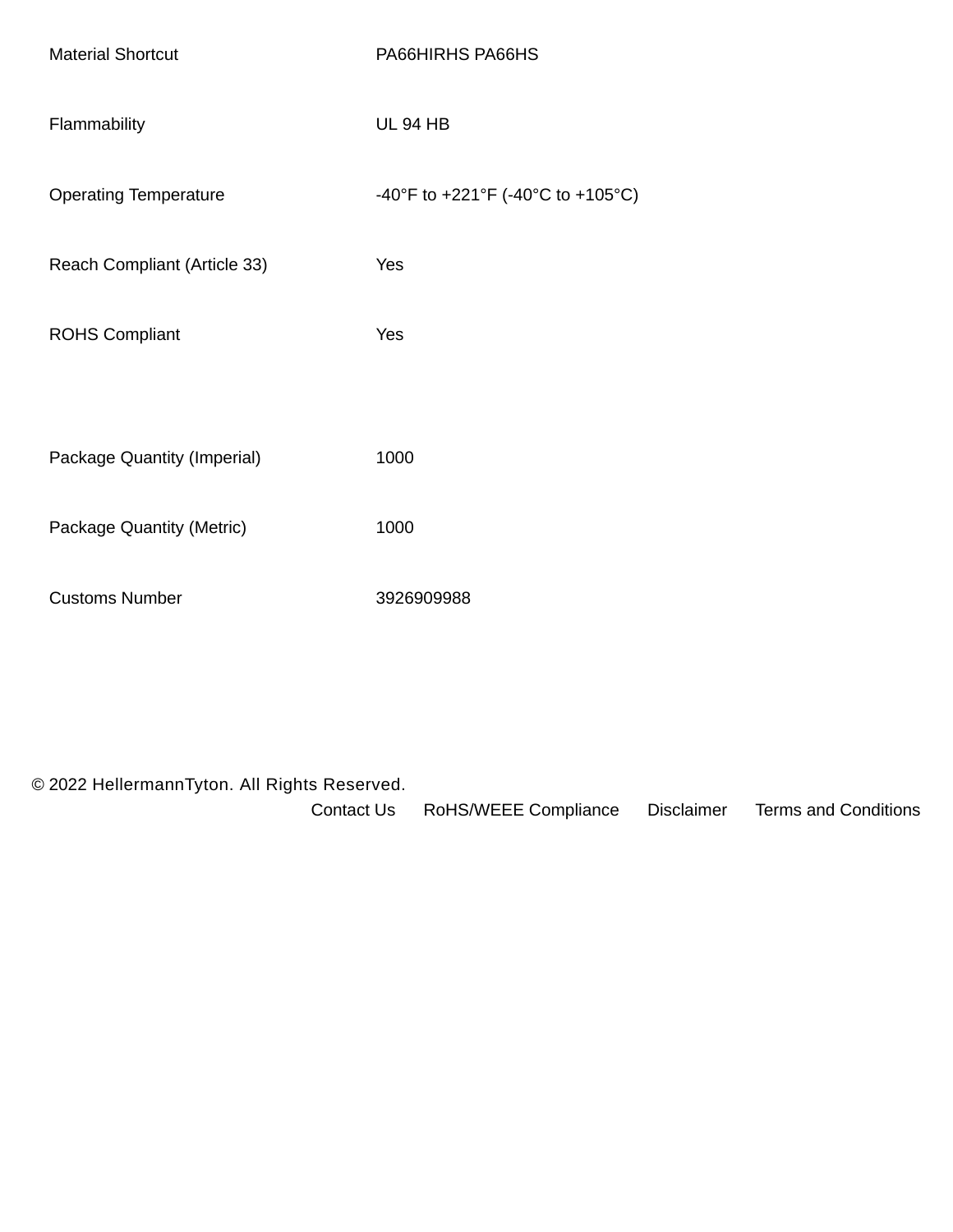| | |
|---|---|
| Material Shortcut | PA66HIRHS PA66HS |
| Flammability | UL 94 HB |
| Operating Temperature | -40°F to +221°F (-40°C to +105°C) |
| Reach Compliant (Article 33) | Yes |
| ROHS Compliant | Yes |

| | |
|---|---|
| Package Quantity (Imperial) | 1000 |
| Package Quantity (Metric) | 1000 |
| Customs Number | 3926909988 |

© 2022 HellermannTyton. All Rights Reserved.

Contact Us RoHS/WEEE Compliance Disclaimer Terms and Conditions